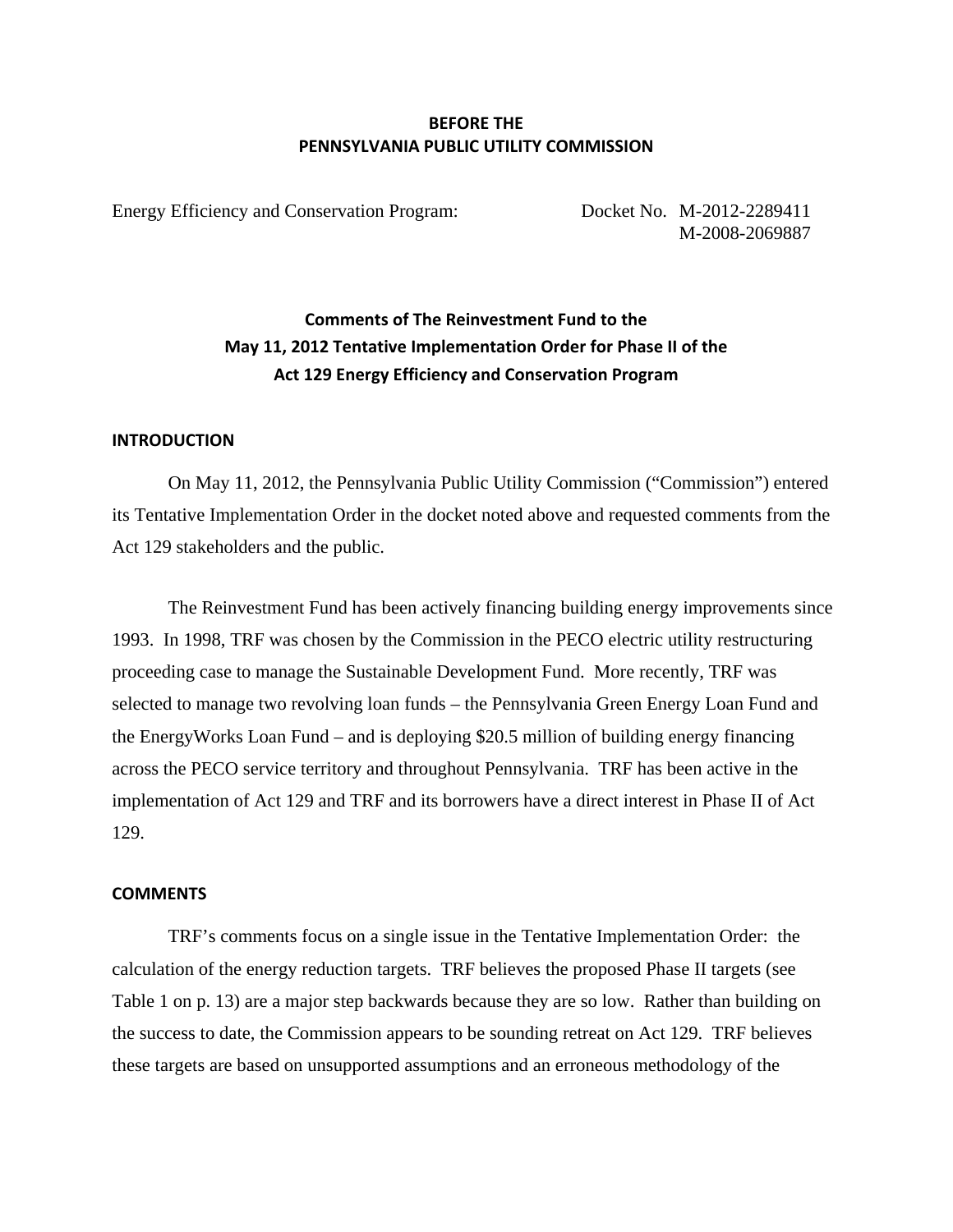**BEFORE THE**
**PENNSYLVANIA PUBLIC UTILITY COMMISSION**

Energy Efficiency and Conservation Program: Docket No. M-2012-2289411
M-2008-2069887

**Comments of The Reinvestment Fund to the**
**May 11, 2012 Tentative Implementation Order for Phase II of the**
**Act 129 Energy Efficiency and Conservation Program**

## INTRODUCTION

On May 11, 2012, the Pennsylvania Public Utility Commission ("Commission") entered its Tentative Implementation Order in the docket noted above and requested comments from the Act 129 stakeholders and the public.

The Reinvestment Fund has been actively financing building energy improvements since 1993. In 1998, TRF was chosen by the Commission in the PECO electric utility restructuring proceeding case to manage the Sustainable Development Fund. More recently, TRF was selected to manage two revolving loan funds – the Pennsylvania Green Energy Loan Fund and the EnergyWorks Loan Fund – and is deploying $20.5 million of building energy financing across the PECO service territory and throughout Pennsylvania. TRF has been active in the implementation of Act 129 and TRF and its borrowers have a direct interest in Phase II of Act 129.

## COMMENTS

TRF's comments focus on a single issue in the Tentative Implementation Order: the calculation of the energy reduction targets. TRF believes the proposed Phase II targets (see Table 1 on p. 13) are a major step backwards because they are so low. Rather than building on the success to date, the Commission appears to be sounding retreat on Act 129. TRF believes these targets are based on unsupported assumptions and an erroneous methodology of the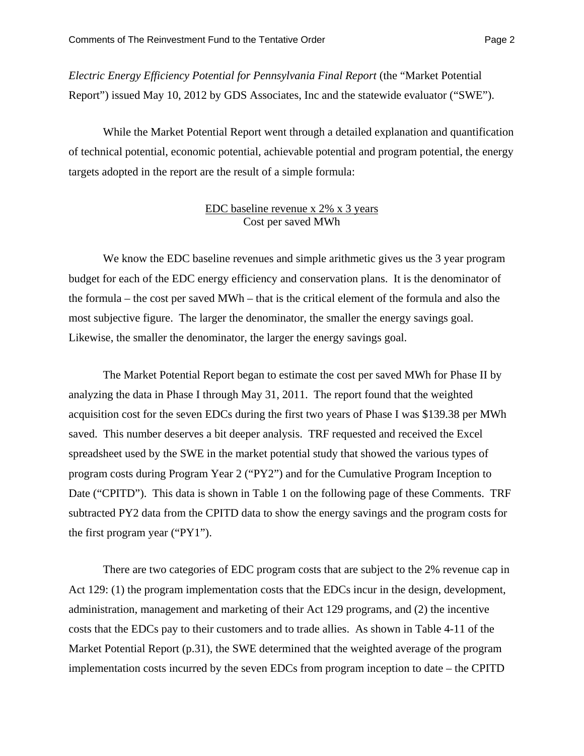*Electric Energy Efficiency Potential for Pennsylvania Final Report* (the "Market Potential Report") issued May 10, 2012 by GDS Associates, Inc and the statewide evaluator ("SWE").

While the Market Potential Report went through a detailed explanation and quantification of technical potential, economic potential, achievable potential and program potential, the energy targets adopted in the report are the result of a simple formula:

$$\frac{\text{EDC baseline revenue x 2\% x 3 years}}{\text{Cost per saved MWh}}$$

We know the EDC baseline revenues and simple arithmetic gives us the 3 year program budget for each of the EDC energy efficiency and conservation plans. It is the denominator of the formula – the cost per saved MWh – that is the critical element of the formula and also the most subjective figure. The larger the denominator, the smaller the energy savings goal. Likewise, the smaller the denominator, the larger the energy savings goal.

The Market Potential Report began to estimate the cost per saved MWh for Phase II by analyzing the data in Phase I through May 31, 2011. The report found that the weighted acquisition cost for the seven EDCs during the first two years of Phase I was $139.38 per MWh saved. This number deserves a bit deeper analysis. TRF requested and received the Excel spreadsheet used by the SWE in the market potential study that showed the various types of program costs during Program Year 2 ("PY2") and for the Cumulative Program Inception to Date ("CPITD"). This data is shown in Table 1 on the following page of these Comments. TRF subtracted PY2 data from the CPITD data to show the energy savings and the program costs for the first program year ("PY1").

There are two categories of EDC program costs that are subject to the 2% revenue cap in Act 129: (1) the program implementation costs that the EDCs incur in the design, development, administration, management and marketing of their Act 129 programs, and (2) the incentive costs that the EDCs pay to their customers and to trade allies. As shown in Table 4-11 of the Market Potential Report (p.31), the SWE determined that the weighted average of the program implementation costs incurred by the seven EDCs from program inception to date – the CPITD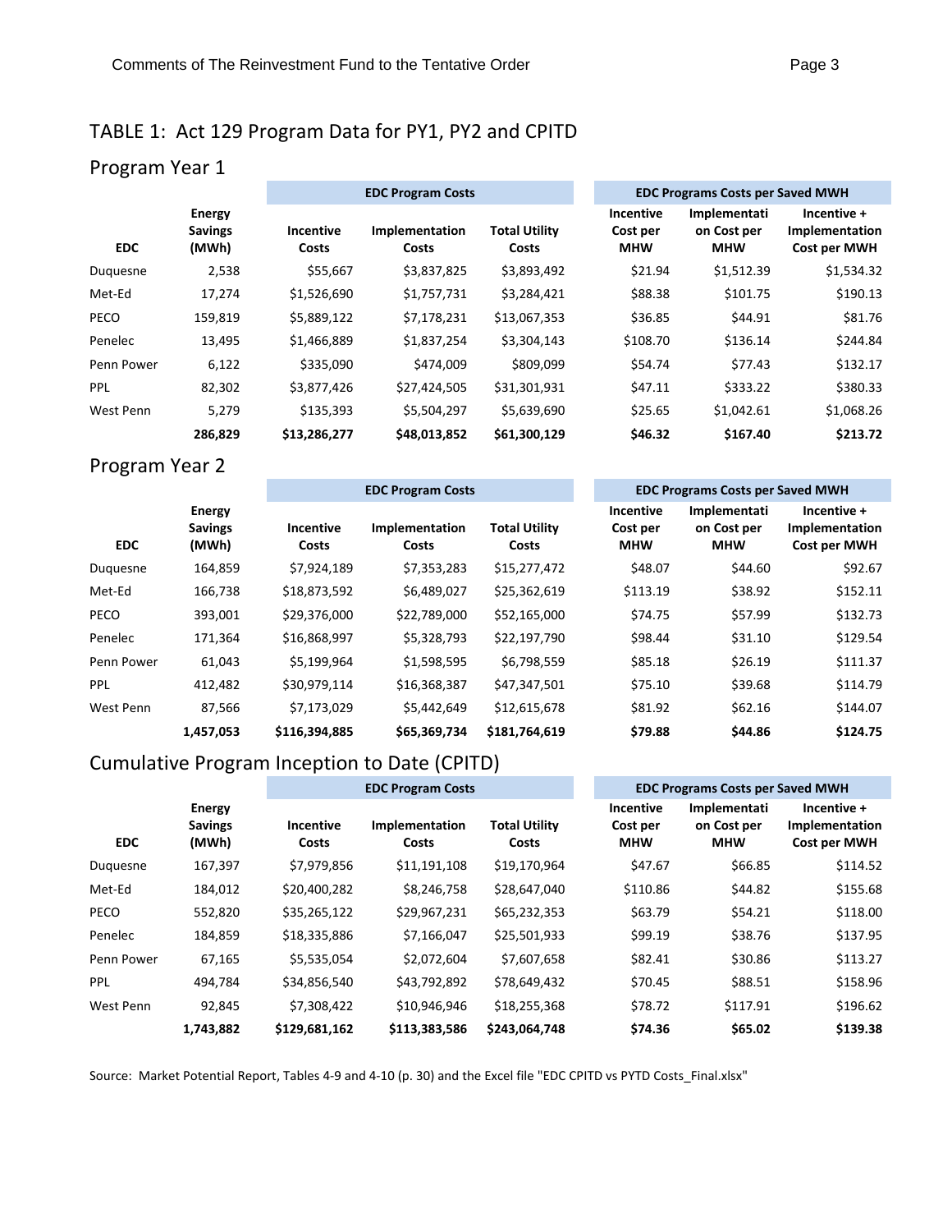## TABLE 1: Act 129 Program Data for PY1, PY2 and CPITD

### Program Year 1

| EDC | Energy Savings (MWh) | EDC Program Costs | | | EDC Programs Costs per Saved MWH | | |
|---|---|---|---|---|---|---|---|
| | | Incentive Costs | Implementation Costs | Total Utility Costs | Incentive Cost per MHW | Implementation Cost per MHW | Incentive + Implementation Cost per MWH |
| Duquesne | 2,538 | $55,667 | $3,837,825 | $3,893,492 | $21.94 | $1,512.39 | $1,534.32 |
| Met-Ed | 17,274 | $1,526,690 | $1,757,731 | $3,284,421 | $88.38 | $101.75 | $190.13 |
| PECO | 159,819 | $5,889,122 | $7,178,231 | $13,067,353 | $36.85 | $44.91 | $81.76 |
| Penelec | 13,495 | $1,466,889 | $1,837,254 | $3,304,143 | $108.70 | $136.14 | $244.84 |
| Penn Power | 6,122 | $335,090 | $474,009 | $809,099 | $54.74 | $77.43 | $132.17 |
| PPL | 82,302 | $3,877,426 | $27,424,505 | $31,301,931 | $47.11 | $333.22 | $380.33 |
| West Penn | 5,279 | $135,393 | $5,504,297 | $5,639,690 | $25.65 | $1,042.61 | $1,068.26 |
| | **286,829** | **$13,286,277** | **$48,013,852** | **$61,300,129** | **$46.32** | **$167.40** | **$213.72** |

### Program Year 2

| EDC | Energy Savings (MWh) | EDC Program Costs | | | EDC Programs Costs per Saved MWH | | |
|---|---|---|---|---|---|---|---|
| | | Incentive Costs | Implementation Costs | Total Utility Costs | Incentive Cost per MHW | Implementation Cost per MHW | Incentive + Implementation Cost per MWH |
| Duquesne | 164,859 | $7,924,189 | $7,353,283 | $15,277,472 | $48.07 | $44.60 | $92.67 |
| Met-Ed | 166,738 | $18,873,592 | $6,489,027 | $25,362,619 | $113.19 | $38.92 | $152.11 |
| PECO | 393,001 | $29,376,000 | $22,789,000 | $52,165,000 | $74.75 | $57.99 | $132.73 |
| Penelec | 171,364 | $16,868,997 | $5,328,793 | $22,197,790 | $98.44 | $31.10 | $129.54 |
| Penn Power | 61,043 | $5,199,964 | $1,598,595 | $6,798,559 | $85.18 | $26.19 | $111.37 |
| PPL | 412,482 | $30,979,114 | $16,368,387 | $47,347,501 | $75.10 | $39.68 | $114.79 |
| West Penn | 87,566 | $7,173,029 | $5,442,649 | $12,615,678 | $81.92 | $62.16 | $144.07 |
| | **1,457,053** | **$116,394,885** | **$65,369,734** | **$181,764,619** | **$79.88** | **$44.86** | **$124.75** |

### Cumulative Program Inception to Date (CPITD)

| EDC | Energy Savings (MWh) | EDC Program Costs | | | EDC Programs Costs per Saved MWH | | |
|---|---|---|---|---|---|---|---|
| | | Incentive Costs | Implementation Costs | Total Utility Costs | Incentive Cost per MHW | Implementation Cost per MHW | Incentive + Implementation Cost per MWH |
| Duquesne | 167,397 | $7,979,856 | $11,191,108 | $19,170,964 | $47.67 | $66.85 | $114.52 |
| Met-Ed | 184,012 | $20,400,282 | $8,246,758 | $28,647,040 | $110.86 | $44.82 | $155.68 |
| PECO | 552,820 | $35,265,122 | $29,967,231 | $65,232,353 | $63.79 | $54.21 | $118.00 |
| Penelec | 184,859 | $18,335,886 | $7,166,047 | $25,501,933 | $99.19 | $38.76 | $137.95 |
| Penn Power | 67,165 | $5,535,054 | $2,072,604 | $7,607,658 | $82.41 | $30.86 | $113.27 |
| PPL | 494,784 | $34,856,540 | $43,792,892 | $78,649,432 | $70.45 | $88.51 | $158.96 |
| West Penn | 92,845 | $7,308,422 | $10,946,946 | $18,255,368 | $78.72 | $117.91 | $196.62 |
| | **1,743,882** | **$129,681,162** | **$113,383,586** | **$243,064,748** | **$74.36** | **$65.02** | **$139.38** |

Source: Market Potential Report, Tables 4-9 and 4-10 (p. 30) and the Excel file "EDC CPITD vs PYTD Costs_Final.xlsx"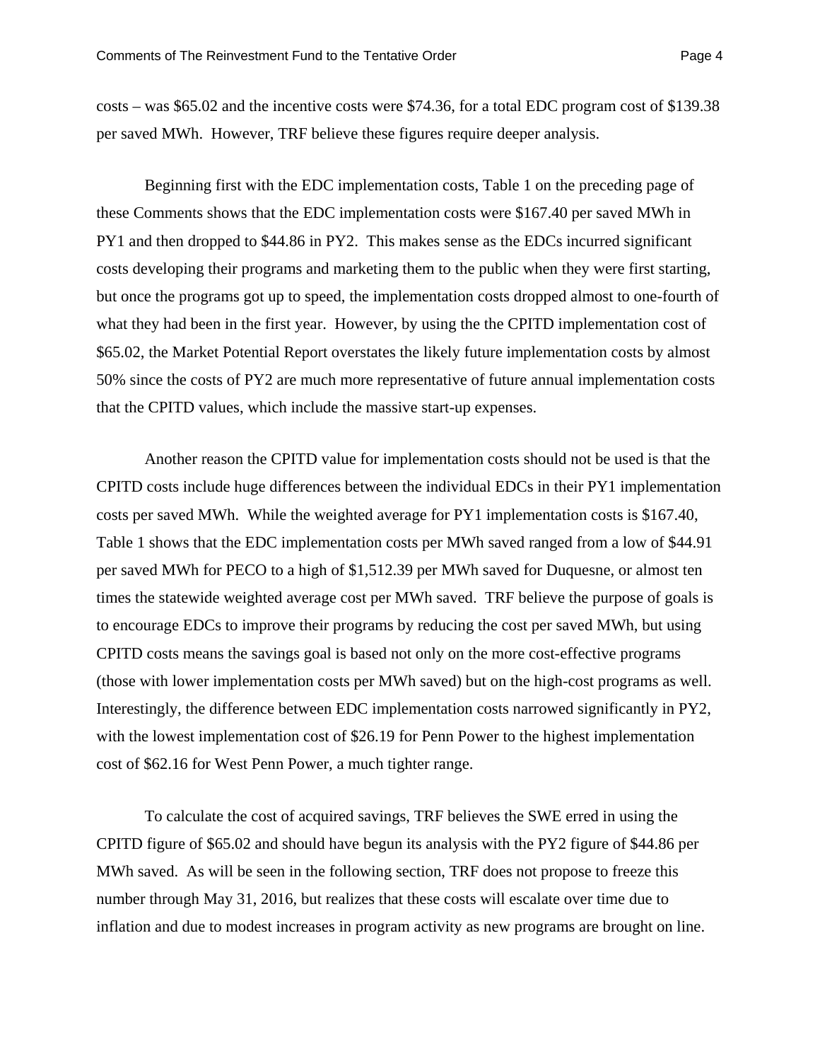costs – was $65.02 and the incentive costs were $74.36, for a total EDC program cost of $139.38 per saved MWh. However, TRF believe these figures require deeper analysis.

Beginning first with the EDC implementation costs, Table 1 on the preceding page of these Comments shows that the EDC implementation costs were $167.40 per saved MWh in PY1 and then dropped to $44.86 in PY2. This makes sense as the EDCs incurred significant costs developing their programs and marketing them to the public when they were first starting, but once the programs got up to speed, the implementation costs dropped almost to one-fourth of what they had been in the first year. However, by using the the CPITD implementation cost of $65.02, the Market Potential Report overstates the likely future implementation costs by almost 50% since the costs of PY2 are much more representative of future annual implementation costs that the CPITD values, which include the massive start-up expenses.

Another reason the CPITD value for implementation costs should not be used is that the CPITD costs include huge differences between the individual EDCs in their PY1 implementation costs per saved MWh. While the weighted average for PY1 implementation costs is $167.40, Table 1 shows that the EDC implementation costs per MWh saved ranged from a low of $44.91 per saved MWh for PECO to a high of $1,512.39 per MWh saved for Duquesne, or almost ten times the statewide weighted average cost per MWh saved. TRF believe the purpose of goals is to encourage EDCs to improve their programs by reducing the cost per saved MWh, but using CPITD costs means the savings goal is based not only on the more cost-effective programs (those with lower implementation costs per MWh saved) but on the high-cost programs as well. Interestingly, the difference between EDC implementation costs narrowed significantly in PY2, with the lowest implementation cost of $26.19 for Penn Power to the highest implementation cost of $62.16 for West Penn Power, a much tighter range.

To calculate the cost of acquired savings, TRF believes the SWE erred in using the CPITD figure of $65.02 and should have begun its analysis with the PY2 figure of $44.86 per MWh saved. As will be seen in the following section, TRF does not propose to freeze this number through May 31, 2016, but realizes that these costs will escalate over time due to inflation and due to modest increases in program activity as new programs are brought on line.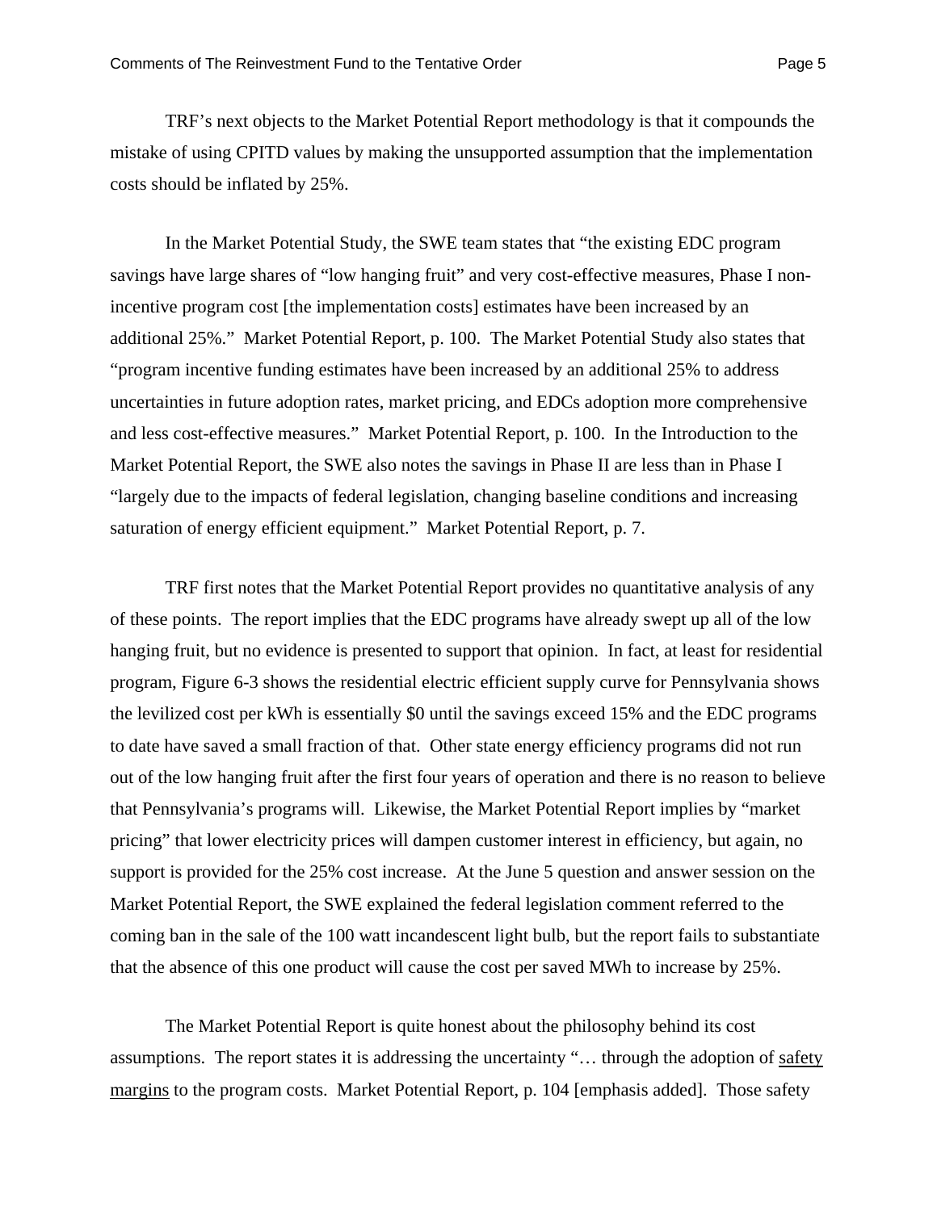TRF's next objects to the Market Potential Report methodology is that it compounds the mistake of using CPITD values by making the unsupported assumption that the implementation costs should be inflated by 25%.

In the Market Potential Study, the SWE team states that "the existing EDC program savings have large shares of "low hanging fruit" and very cost-effective measures, Phase I non-incentive program cost [the implementation costs] estimates have been increased by an additional 25%." Market Potential Report, p. 100. The Market Potential Study also states that "program incentive funding estimates have been increased by an additional 25% to address uncertainties in future adoption rates, market pricing, and EDCs adoption more comprehensive and less cost-effective measures." Market Potential Report, p. 100. In the Introduction to the Market Potential Report, the SWE also notes the savings in Phase II are less than in Phase I "largely due to the impacts of federal legislation, changing baseline conditions and increasing saturation of energy efficient equipment." Market Potential Report, p. 7.

TRF first notes that the Market Potential Report provides no quantitative analysis of any of these points. The report implies that the EDC programs have already swept up all of the low hanging fruit, but no evidence is presented to support that opinion. In fact, at least for residential program, Figure 6-3 shows the residential electric efficient supply curve for Pennsylvania shows the levilized cost per kWh is essentially $0 until the savings exceed 15% and the EDC programs to date have saved a small fraction of that. Other state energy efficiency programs did not run out of the low hanging fruit after the first four years of operation and there is no reason to believe that Pennsylvania's programs will. Likewise, the Market Potential Report implies by "market pricing" that lower electricity prices will dampen customer interest in efficiency, but again, no support is provided for the 25% cost increase. At the June 5 question and answer session on the Market Potential Report, the SWE explained the federal legislation comment referred to the coming ban in the sale of the 100 watt incandescent light bulb, but the report fails to substantiate that the absence of this one product will cause the cost per saved MWh to increase by 25%.

The Market Potential Report is quite honest about the philosophy behind its cost assumptions. The report states it is addressing the uncertainty "… through the adoption of <u>safety margins</u> to the program costs. Market Potential Report, p. 104 [emphasis added]. Those safety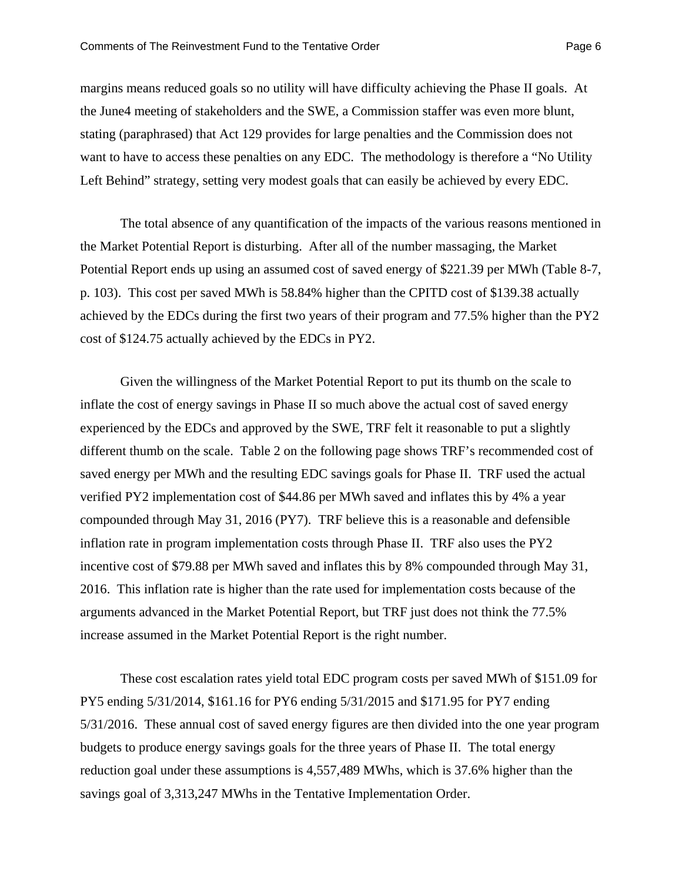margins means reduced goals so no utility will have difficulty achieving the Phase II goals. At the June4 meeting of stakeholders and the SWE, a Commission staffer was even more blunt, stating (paraphrased) that Act 129 provides for large penalties and the Commission does not want to have to access these penalties on any EDC. The methodology is therefore a "No Utility Left Behind" strategy, setting very modest goals that can easily be achieved by every EDC.

The total absence of any quantification of the impacts of the various reasons mentioned in the Market Potential Report is disturbing. After all of the number massaging, the Market Potential Report ends up using an assumed cost of saved energy of $221.39 per MWh (Table 8-7, p. 103). This cost per saved MWh is 58.84% higher than the CPITD cost of $139.38 actually achieved by the EDCs during the first two years of their program and 77.5% higher than the PY2 cost of $124.75 actually achieved by the EDCs in PY2.

Given the willingness of the Market Potential Report to put its thumb on the scale to inflate the cost of energy savings in Phase II so much above the actual cost of saved energy experienced by the EDCs and approved by the SWE, TRF felt it reasonable to put a slightly different thumb on the scale. Table 2 on the following page shows TRF's recommended cost of saved energy per MWh and the resulting EDC savings goals for Phase II. TRF used the actual verified PY2 implementation cost of $44.86 per MWh saved and inflates this by 4% a year compounded through May 31, 2016 (PY7). TRF believe this is a reasonable and defensible inflation rate in program implementation costs through Phase II. TRF also uses the PY2 incentive cost of $79.88 per MWh saved and inflates this by 8% compounded through May 31, 2016. This inflation rate is higher than the rate used for implementation costs because of the arguments advanced in the Market Potential Report, but TRF just does not think the 77.5% increase assumed in the Market Potential Report is the right number.

These cost escalation rates yield total EDC program costs per saved MWh of $151.09 for PY5 ending 5/31/2014, $161.16 for PY6 ending 5/31/2015 and $171.95 for PY7 ending 5/31/2016. These annual cost of saved energy figures are then divided into the one year program budgets to produce energy savings goals for the three years of Phase II. The total energy reduction goal under these assumptions is 4,557,489 MWhs, which is 37.6% higher than the savings goal of 3,313,247 MWhs in the Tentative Implementation Order.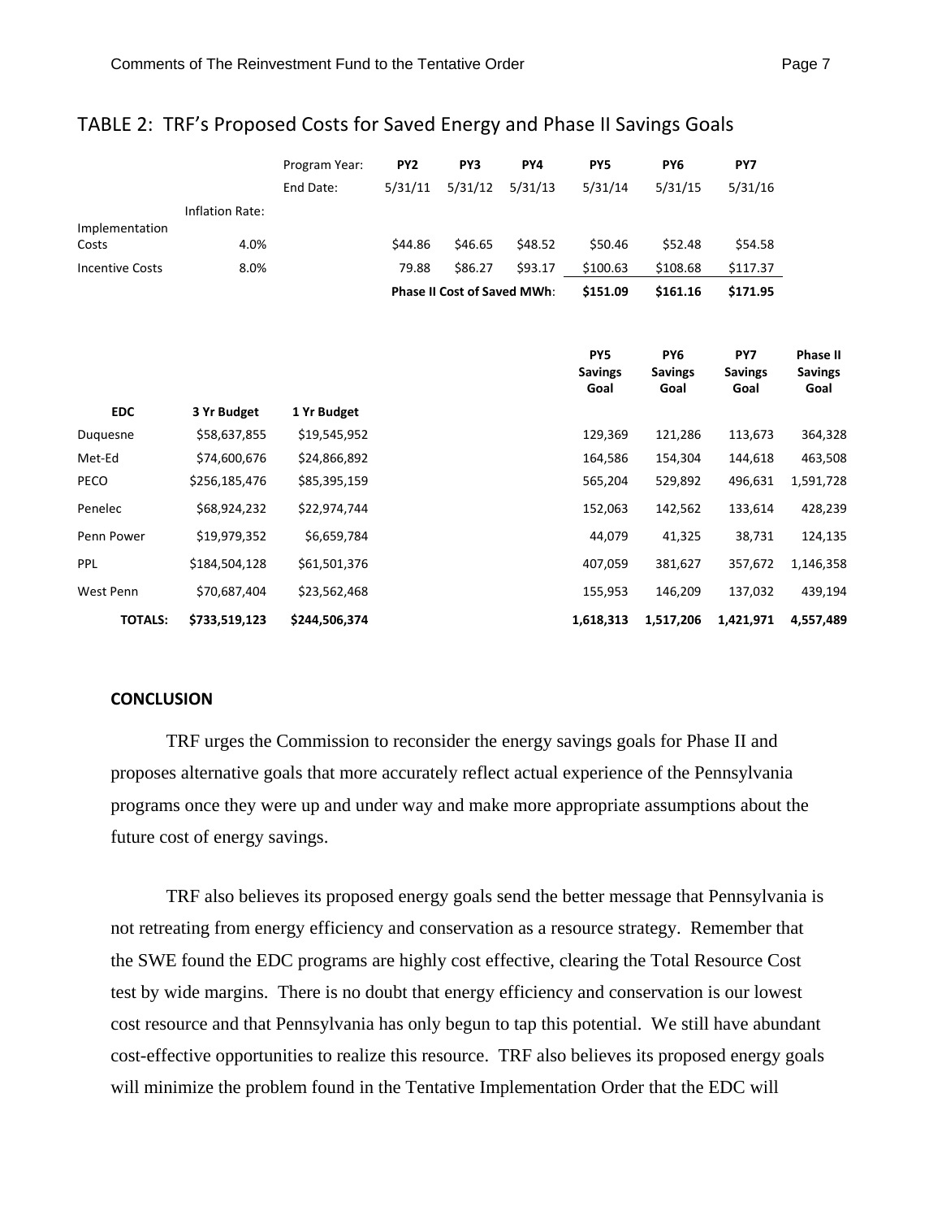## TABLE 2: TRF's Proposed Costs for Saved Energy and Phase II Savings Goals

| | | Program Year: | PY2 | PY3 | PY4 | PY5 | PY6 | PY7 |
|---|---|---|---|---|---|---|---|---|
| | | End Date: | 5/31/11 | 5/31/12 | 5/31/13 | 5/31/14 | 5/31/15 | 5/31/16 |
| | Inflation Rate: | | | | | | | |
| Implementation Costs | 4.0% | | $44.86 | $46.65 | $48.52 | $50.46 | $52.48 | $54.58 |
| Incentive Costs | 8.0% | | 79.88 | $86.27 | $93.17 | $100.63 | $108.68 | $117.37 |
| | | | **Phase II Cost of Saved MWh**: | | | **$151.09** | **$161.16** | **$171.95** |

| EDC | 3 Yr Budget | 1 Yr Budget | PY5 Savings Goal | PY6 Savings Goal | PY7 Savings Goal | Phase II Savings Goal |
|---|---|---|---|---|---|---|
| Duquesne | $58,637,855 | $19,545,952 | 129,369 | 121,286 | 113,673 | 364,328 |
| Met-Ed | $74,600,676 | $24,866,892 | 164,586 | 154,304 | 144,618 | 463,508 |
| PECO | $256,185,476 | $85,395,159 | 565,204 | 529,892 | 496,631 | 1,591,728 |
| Penelec | $68,924,232 | $22,974,744 | 152,063 | 142,562 | 133,614 | 428,239 |
| Penn Power | $19,979,352 | $6,659,784 | 44,079 | 41,325 | 38,731 | 124,135 |
| PPL | $184,504,128 | $61,501,376 | 407,059 | 381,627 | 357,672 | 1,146,358 |
| West Penn | $70,687,404 | $23,562,468 | 155,953 | 146,209 | 137,032 | 439,194 |
| **TOTALS:** | **$733,519,123** | **$244,506,374** | **1,618,313** | **1,517,206** | **1,421,971** | **4,557,489** |

**CONCLUSION**

TRF urges the Commission to reconsider the energy savings goals for Phase II and proposes alternative goals that more accurately reflect actual experience of the Pennsylvania programs once they were up and under way and make more appropriate assumptions about the future cost of energy savings.

TRF also believes its proposed energy goals send the better message that Pennsylvania is not retreating from energy efficiency and conservation as a resource strategy. Remember that the SWE found the EDC programs are highly cost effective, clearing the Total Resource Cost test by wide margins. There is no doubt that energy efficiency and conservation is our lowest cost resource and that Pennsylvania has only begun to tap this potential. We still have abundant cost-effective opportunities to realize this resource. TRF also believes its proposed energy goals will minimize the problem found in the Tentative Implementation Order that the EDC will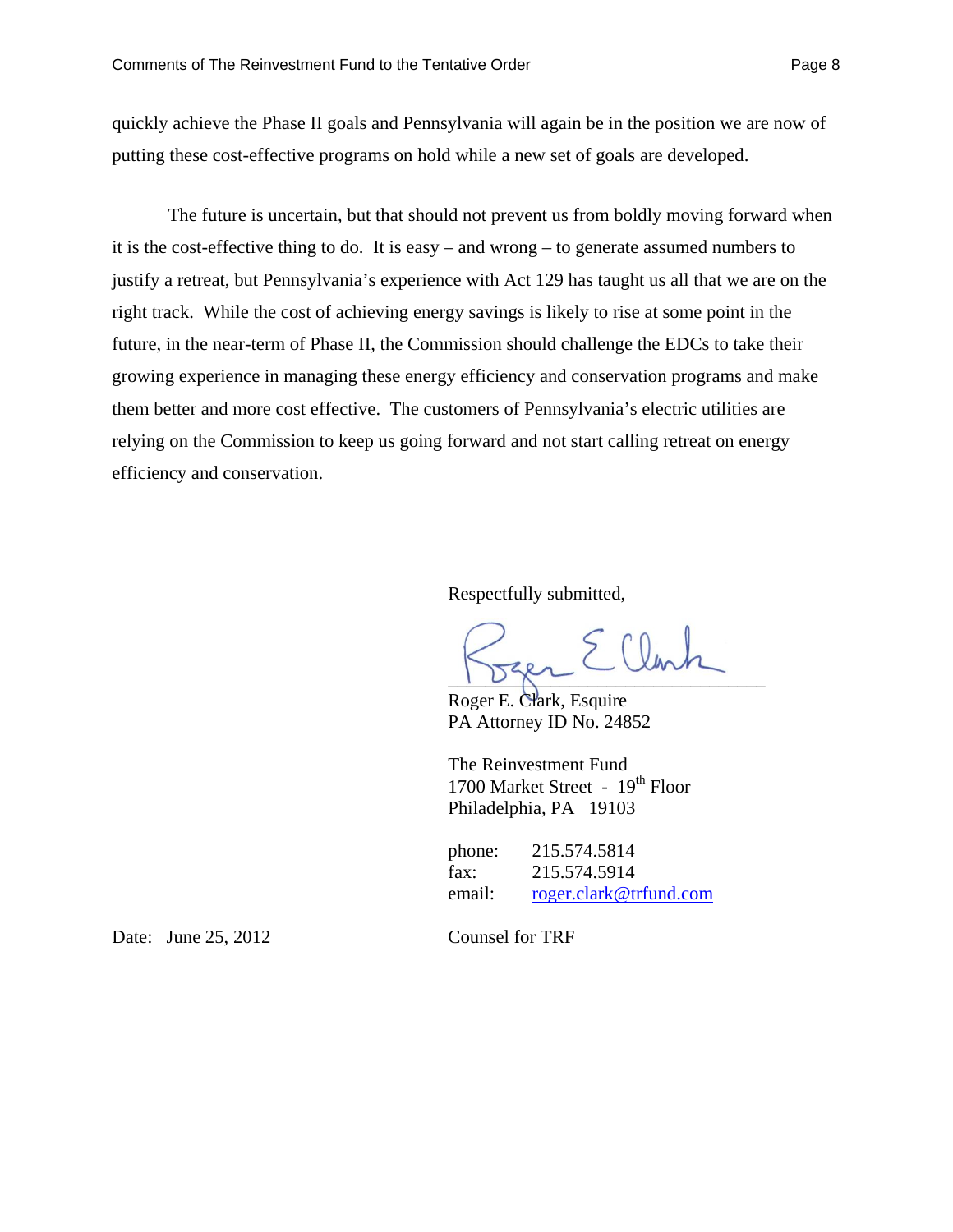quickly achieve the Phase II goals and Pennsylvania will again be in the position we are now of putting these cost-effective programs on hold while a new set of goals are developed.

The future is uncertain, but that should not prevent us from boldly moving forward when it is the cost-effective thing to do. It is easy – and wrong – to generate assumed numbers to justify a retreat, but Pennsylvania's experience with Act 129 has taught us all that we are on the right track. While the cost of achieving energy savings is likely to rise at some point in the future, in the near-term of Phase II, the Commission should challenge the EDCs to take their growing experience in managing these energy efficiency and conservation programs and make them better and more cost effective. The customers of Pennsylvania's electric utilities are relying on the Commission to keep us going forward and not start calling retreat on energy efficiency and conservation.

Respectfully submitted,

Roger E. Clark, Esquire
PA Attorney ID No. 24852

The Reinvestment Fund
1700 Market Street - 19th Floor
Philadelphia, PA 19103

phone: 215.574.5814
fax: 215.574.5914
email: roger.clark@trfund.com

Date: June 25, 2012

Counsel for TRF